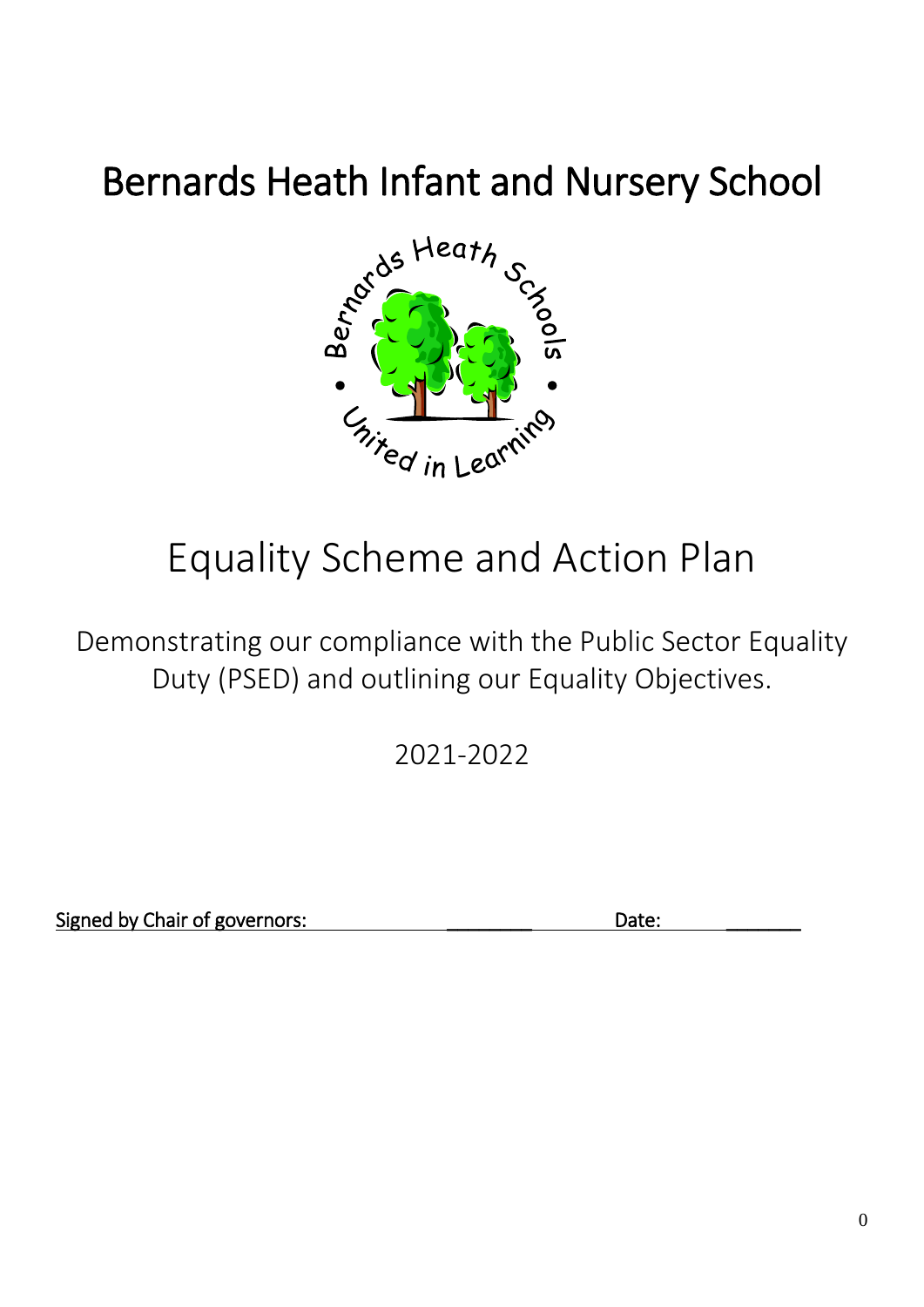# Bernards Heath Infant and Nursery School

## Equality Scheme and Action Plan

Demonstrating our compliance with the Public Sector Equality Duty (PSED) and outlining our Equality Objectives.

2021-2022

Signed by Chair of governors: ________ Date: _______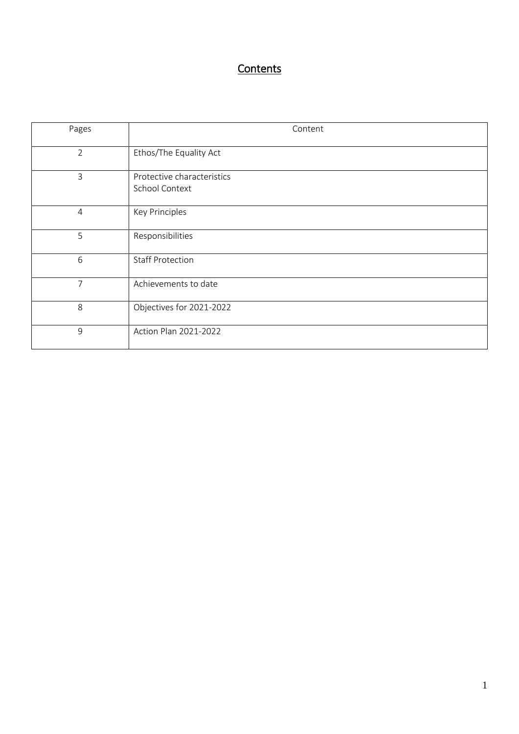# Contents

| Pages | Content |
|---|---|
| 2 | Ethos/The Equality Act |
| 3 | Protective characteristics<br>School Context |
| 4 | Key Principles |
| 5 | Responsibilities |
| 6 | Staff Protection |
| 7 | Achievements to date |
| 8 | Objectives for 2021-2022 |
| 9 | Action Plan 2021-2022 |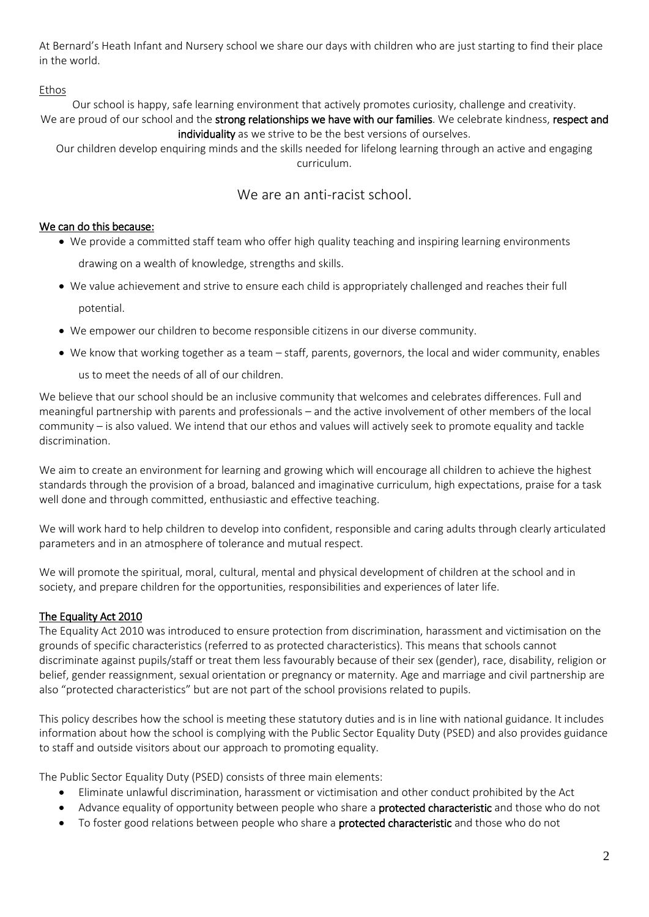At Bernard's Heath Infant and Nursery school we share our days with children who are just starting to find their place in the world.

Ethos

Our school is happy, safe learning environment that actively promotes curiosity, challenge and creativity.
We are proud of our school and the **strong relationships we have with our families**. We celebrate kindness, **respect and individuality** as we strive to be the best versions of ourselves.
Our children develop enquiring minds and the skills needed for lifelong learning through an active and engaging curriculum.

## We are an anti-racist school.

**We can do this because:**

- We provide a committed staff team who offer high quality teaching and inspiring learning environments drawing on a wealth of knowledge, strengths and skills.
- We value achievement and strive to ensure each child is appropriately challenged and reaches their full potential.
- We empower our children to become responsible citizens in our diverse community.
- We know that working together as a team – staff, parents, governors, the local and wider community, enables us to meet the needs of all of our children.

We believe that our school should be an inclusive community that welcomes and celebrates differences. Full and meaningful partnership with parents and professionals – and the active involvement of other members of the local community – is also valued. We intend that our ethos and values will actively seek to promote equality and tackle discrimination.

We aim to create an environment for learning and growing which will encourage all children to achieve the highest standards through the provision of a broad, balanced and imaginative curriculum, high expectations, praise for a task well done and through committed, enthusiastic and effective teaching.

We will work hard to help children to develop into confident, responsible and caring adults through clearly articulated parameters and in an atmosphere of tolerance and mutual respect.

We will promote the spiritual, moral, cultural, mental and physical development of children at the school and in society, and prepare children for the opportunities, responsibilities and experiences of later life.

**The Equality Act 2010**

The Equality Act 2010 was introduced to ensure protection from discrimination, harassment and victimisation on the grounds of specific characteristics (referred to as protected characteristics). This means that schools cannot discriminate against pupils/staff or treat them less favourably because of their sex (gender), race, disability, religion or belief, gender reassignment, sexual orientation or pregnancy or maternity. Age and marriage and civil partnership are also "protected characteristics" but are not part of the school provisions related to pupils.

This policy describes how the school is meeting these statutory duties and is in line with national guidance. It includes information about how the school is complying with the Public Sector Equality Duty (PSED) and also provides guidance to staff and outside visitors about our approach to promoting equality.

The Public Sector Equality Duty (PSED) consists of three main elements:

- Eliminate unlawful discrimination, harassment or victimisation and other conduct prohibited by the Act
- Advance equality of opportunity between people who share a **protected characteristic** and those who do not
- To foster good relations between people who share a **protected characteristic** and those who do not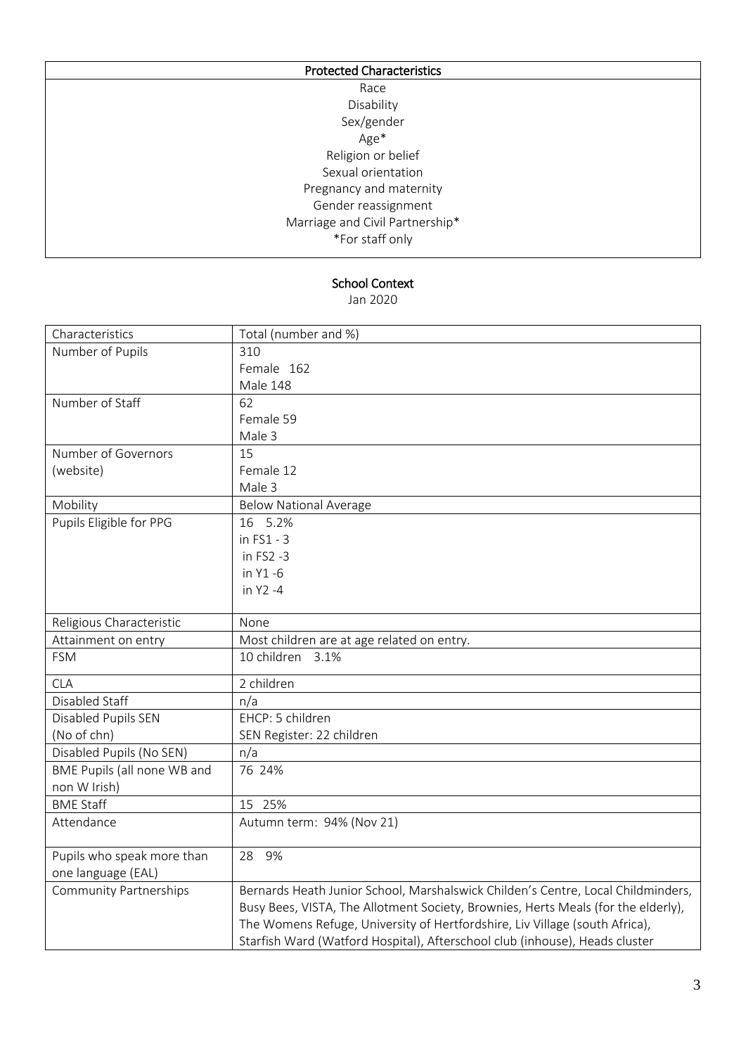| Protected Characteristics |
| --- |
| Race<br>Disability<br>Sex/gender<br>Age*<br>Religion or belief<br>Sexual orientation<br>Pregnancy and maternity<br>Gender reassignment<br>Marriage and Civil Partnership*<br>*For staff only |

## School Context

Jan 2020

| Characteristics | Total (number and %) |
| --- | --- |
| Number of Pupils | 310<br>Female 162<br>Male 148 |
| Number of Staff | 62<br>Female 59<br>Male 3 |
| Number of Governors (website) | 15<br>Female 12<br>Male 3 |
| Mobility | Below National Average |
| Pupils Eligible for PPG | 16 5.2%<br>in FS1 - 3<br>in FS2 -3<br>in Y1 -6<br>in Y2 -4 |
| Religious Characteristic | None |
| Attainment on entry | Most children are at age related on entry. |
| FSM | 10 children 3.1% |
| CLA | 2 children |
| Disabled Staff | n/a |
| Disabled Pupils SEN (No of chn) | EHCP: 5 children<br>SEN Register: 22 children |
| Disabled Pupils (No SEN) | n/a |
| BME Pupils (all none WB and non W Irish) | 76 24% |
| BME Staff | 15 25% |
| Attendance | Autumn term: 94% (Nov 21) |
| Pupils who speak more than one language (EAL) | 28 9% |
| Community Partnerships | Bernards Heath Junior School, Marshalswick Childen's Centre, Local Childminders, Busy Bees, VISTA, The Allotment Society, Brownies, Herts Meals (for the elderly), The Womens Refuge, University of Hertfordshire, Liv Village (south Africa), Starfish Ward (Watford Hospital), Afterschool club (inhouse), Heads cluster |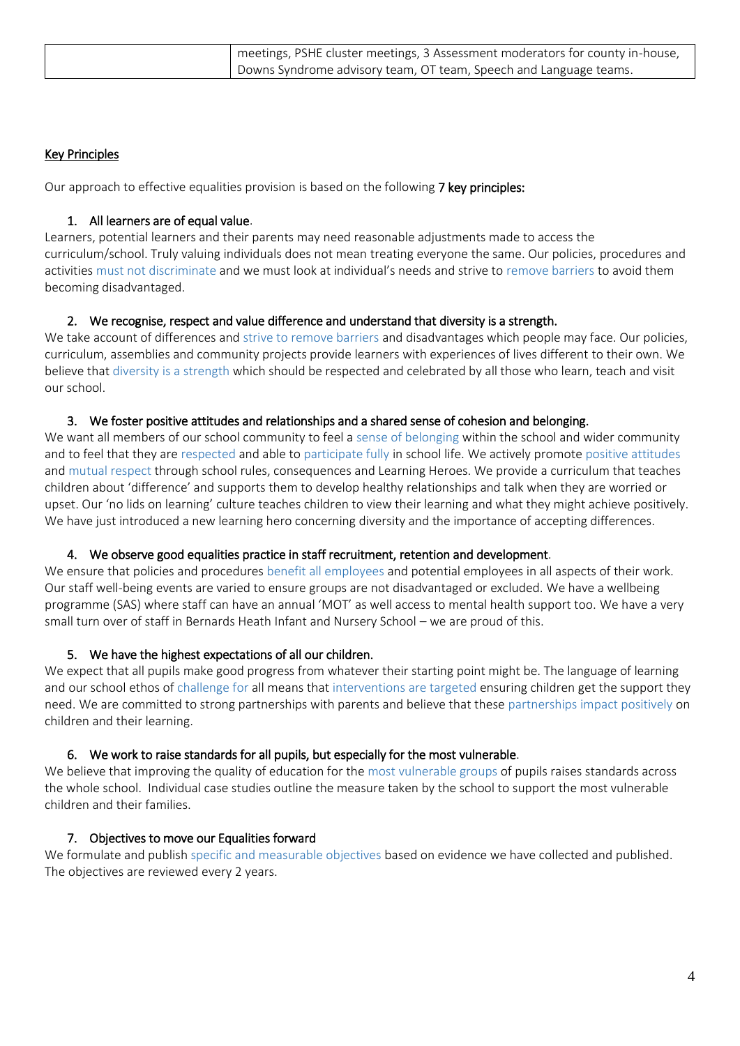| | meetings, PSHE cluster meetings, 3 Assessment moderators for county in-house, Downs Syndrome advisory team, OT team, Speech and Language teams. |
|---|---|

## Key Principles

Our approach to effective equalities provision is based on the following **7 key principles:**

1. **All learners are of equal value**.

Learners, potential learners and their parents may need reasonable adjustments made to access the curriculum/school. Truly valuing individuals does not mean treating everyone the same. Our policies, procedures and activities must not discriminate and we must look at individual's needs and strive to remove barriers to avoid them becoming disadvantaged.

2. **We recognise, respect and value difference and understand that diversity is a strength.**

We take account of differences and strive to remove barriers and disadvantages which people may face. Our policies, curriculum, assemblies and community projects provide learners with experiences of lives different to their own. We believe that diversity is a strength which should be respected and celebrated by all those who learn, teach and visit our school.

3. **We foster positive attitudes and relationships and a shared sense of cohesion and belonging.**

We want all members of our school community to feel a sense of belonging within the school and wider community and to feel that they are respected and able to participate fully in school life. We actively promote positive attitudes and mutual respect through school rules, consequences and Learning Heroes. We provide a curriculum that teaches children about 'difference' and supports them to develop healthy relationships and talk when they are worried or upset. Our 'no lids on learning' culture teaches children to view their learning and what they might achieve positively. We have just introduced a new learning hero concerning diversity and the importance of accepting differences.

4. **We observe good equalities practice in staff recruitment, retention and development**.

We ensure that policies and procedures benefit all employees and potential employees in all aspects of their work. Our staff well-being events are varied to ensure groups are not disadvantaged or excluded. We have a wellbeing programme (SAS) where staff can have an annual 'MOT' as well access to mental health support too. We have a very small turn over of staff in Bernards Heath Infant and Nursery School – we are proud of this.

5. **We have the highest expectations of all our children.**

We expect that all pupils make good progress from whatever their starting point might be. The language of learning and our school ethos of challenge for all means that interventions are targeted ensuring children get the support they need. We are committed to strong partnerships with parents and believe that these partnerships impact positively on children and their learning.

6. **We work to raise standards for all pupils, but especially for the most vulnerable**.

We believe that improving the quality of education for the most vulnerable groups of pupils raises standards across the whole school. Individual case studies outline the measure taken by the school to support the most vulnerable children and their families.

7. **Objectives to move our Equalities forward**

We formulate and publish specific and measurable objectives based on evidence we have collected and published. The objectives are reviewed every 2 years.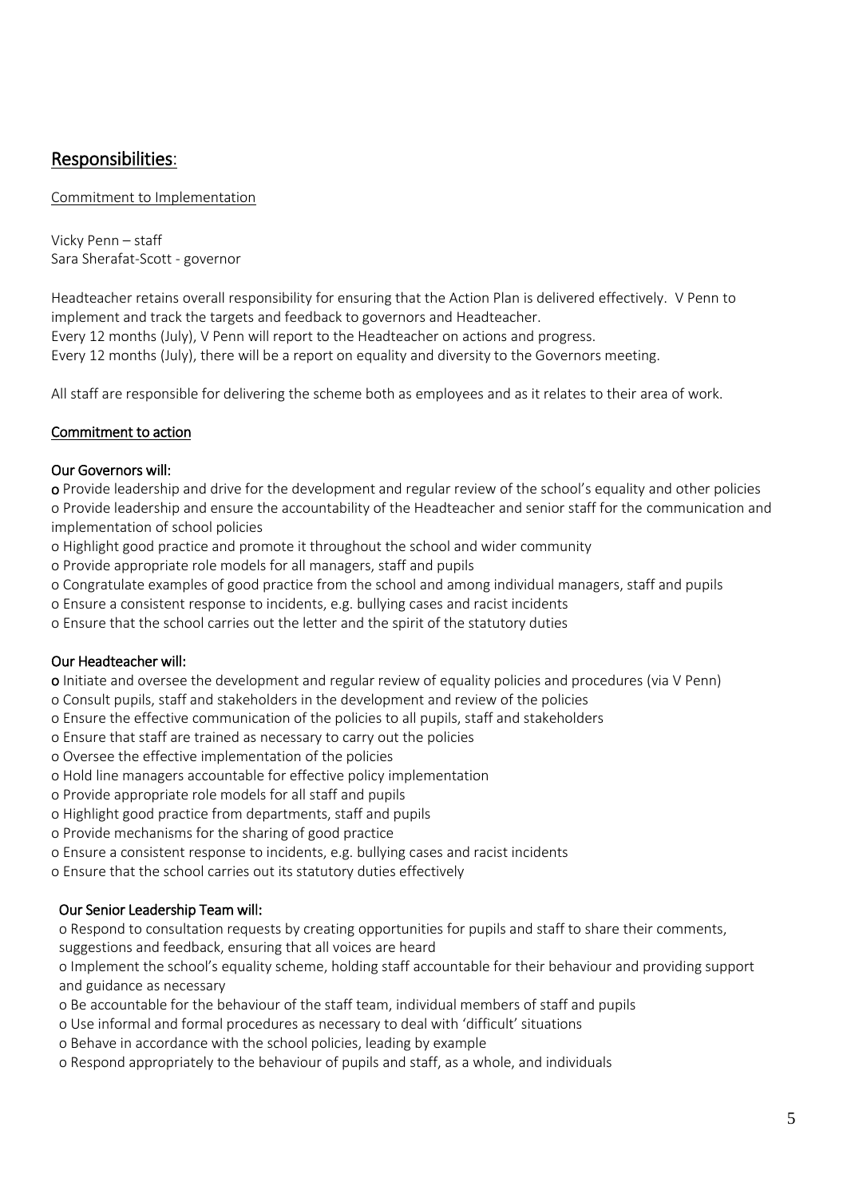## Responsibilities:

Commitment to Implementation

Vicky Penn – staff
Sara Sherafat-Scott - governor

Headteacher retains overall responsibility for ensuring that the Action Plan is delivered effectively. V Penn to implement and track the targets and feedback to governors and Headteacher.
Every 12 months (July), V Penn will report to the Headteacher on actions and progress.
Every 12 months (July), there will be a report on equality and diversity to the Governors meeting.

All staff are responsible for delivering the scheme both as employees and as it relates to their area of work.

### Commitment to action

**Our Governors will:**

- Provide leadership and drive for the development and regular review of the school's equality and other policies
- Provide leadership and ensure the accountability of the Headteacher and senior staff for the communication and implementation of school policies
- Highlight good practice and promote it throughout the school and wider community
- Provide appropriate role models for all managers, staff and pupils
- Congratulate examples of good practice from the school and among individual managers, staff and pupils
- Ensure a consistent response to incidents, e.g. bullying cases and racist incidents
- Ensure that the school carries out the letter and the spirit of the statutory duties

**Our Headteacher will:**

- Initiate and oversee the development and regular review of equality policies and procedures (via V Penn)
- Consult pupils, staff and stakeholders in the development and review of the policies
- Ensure the effective communication of the policies to all pupils, staff and stakeholders
- Ensure that staff are trained as necessary to carry out the policies
- Oversee the effective implementation of the policies
- Hold line managers accountable for effective policy implementation
- Provide appropriate role models for all staff and pupils
- Highlight good practice from departments, staff and pupils
- Provide mechanisms for the sharing of good practice
- Ensure a consistent response to incidents, e.g. bullying cases and racist incidents
- Ensure that the school carries out its statutory duties effectively

**Our Senior Leadership Team will:**

- Respond to consultation requests by creating opportunities for pupils and staff to share their comments, suggestions and feedback, ensuring that all voices are heard
- Implement the school's equality scheme, holding staff accountable for their behaviour and providing support and guidance as necessary
- Be accountable for the behaviour of the staff team, individual members of staff and pupils
- Use informal and formal procedures as necessary to deal with 'difficult' situations
- Behave in accordance with the school policies, leading by example
- Respond appropriately to the behaviour of pupils and staff, as a whole, and individuals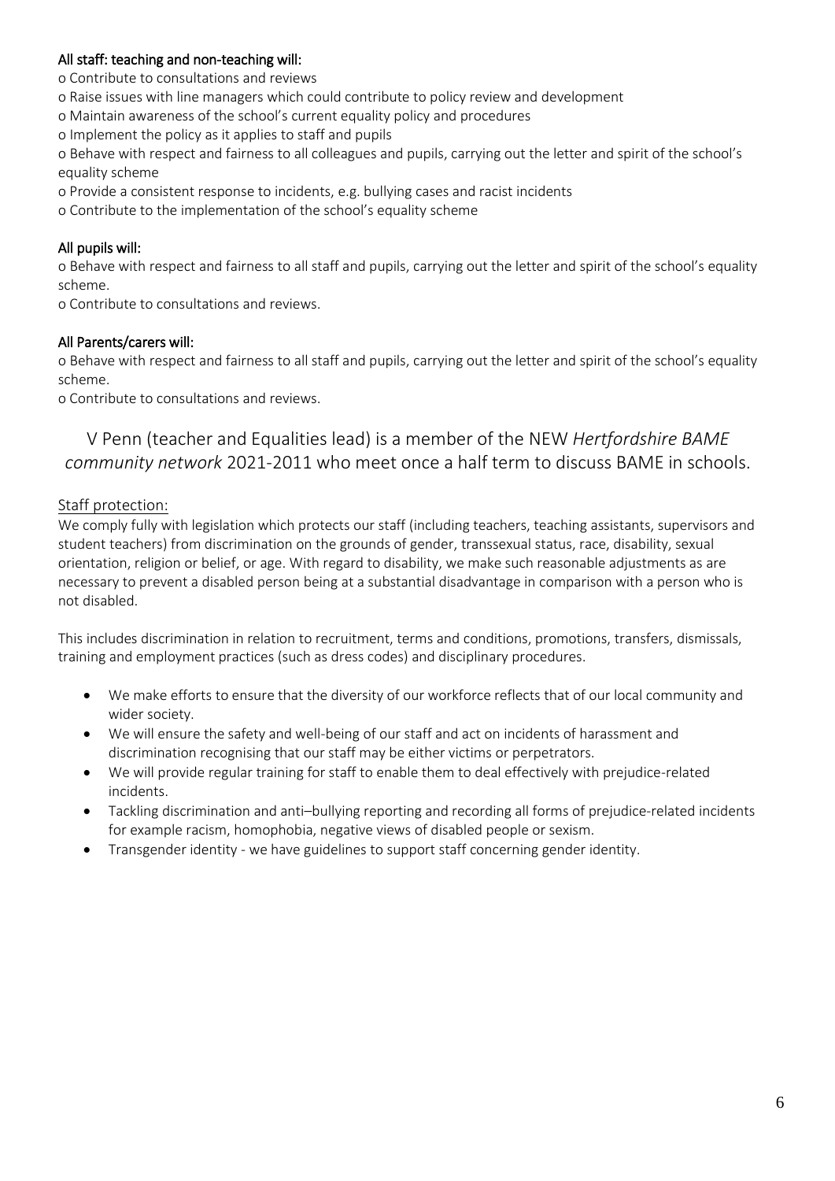**All staff: teaching and non-teaching will:**

o Contribute to consultations and reviews
o Raise issues with line managers which could contribute to policy review and development
o Maintain awareness of the school's current equality policy and procedures
o Implement the policy as it applies to staff and pupils
o Behave with respect and fairness to all colleagues and pupils, carrying out the letter and spirit of the school's equality scheme
o Provide a consistent response to incidents, e.g. bullying cases and racist incidents
o Contribute to the implementation of the school's equality scheme

**All pupils will:**

o Behave with respect and fairness to all staff and pupils, carrying out the letter and spirit of the school's equality scheme.
o Contribute to consultations and reviews.

**All Parents/carers will:**

o Behave with respect and fairness to all staff and pupils, carrying out the letter and spirit of the school's equality scheme.
o Contribute to consultations and reviews.

V Penn (teacher and Equalities lead) is a member of the NEW *Hertfordshire BAME community network* 2021-2011 who meet once a half term to discuss BAME in schools.

## Staff protection:

We comply fully with legislation which protects our staff (including teachers, teaching assistants, supervisors and student teachers) from discrimination on the grounds of gender, transsexual status, race, disability, sexual orientation, religion or belief, or age. With regard to disability, we make such reasonable adjustments as are necessary to prevent a disabled person being at a substantial disadvantage in comparison with a person who is not disabled.

This includes discrimination in relation to recruitment, terms and conditions, promotions, transfers, dismissals, training and employment practices (such as dress codes) and disciplinary procedures.

- We make efforts to ensure that the diversity of our workforce reflects that of our local community and wider society.
- We will ensure the safety and well-being of our staff and act on incidents of harassment and discrimination recognising that our staff may be either victims or perpetrators.
- We will provide regular training for staff to enable them to deal effectively with prejudice-related incidents.
- Tackling discrimination and anti–bullying reporting and recording all forms of prejudice-related incidents for example racism, homophobia, negative views of disabled people or sexism.
- Transgender identity - we have guidelines to support staff concerning gender identity.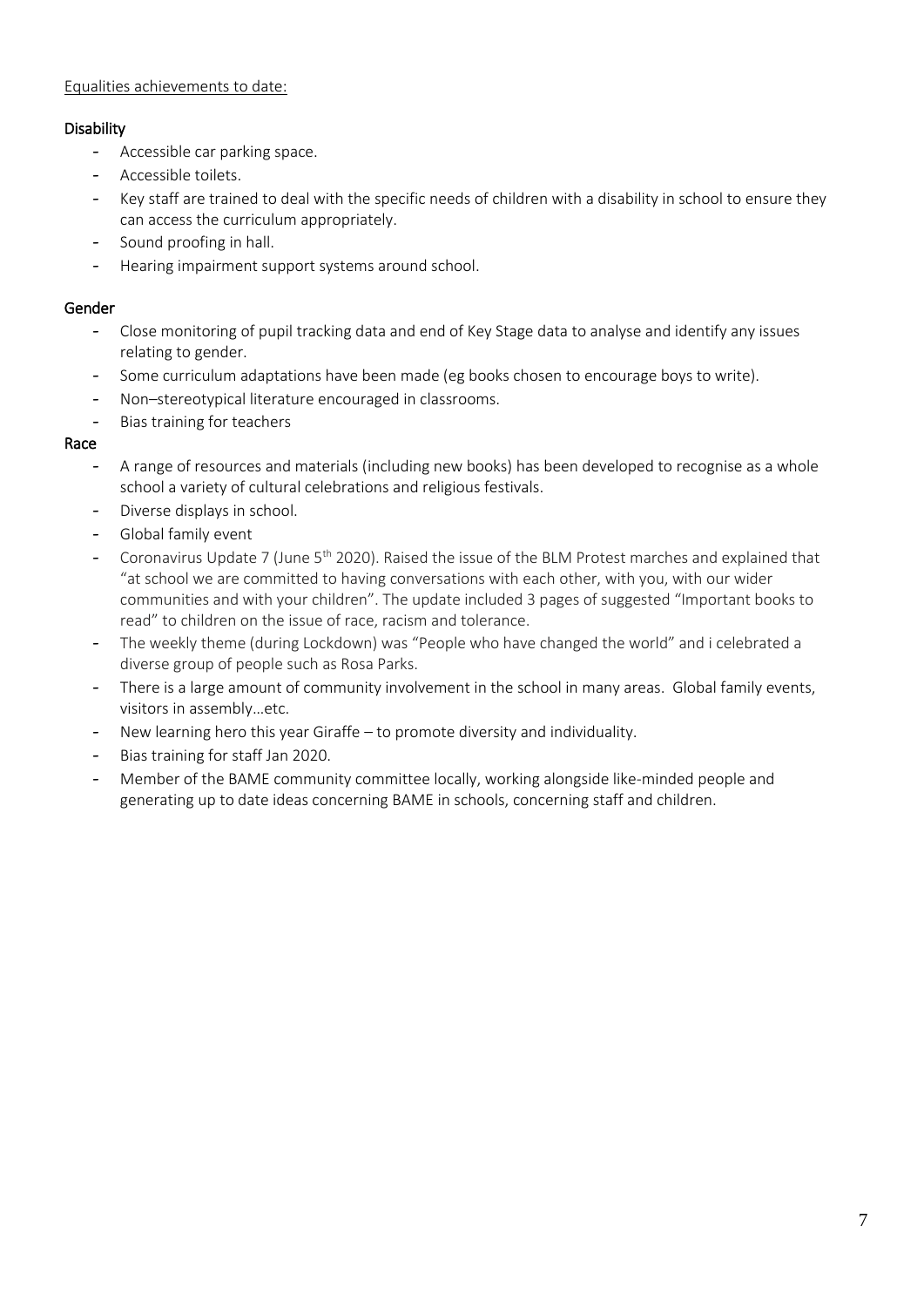Equalities achievements to date:

**Disability**

- Accessible car parking space.
- Accessible toilets.
- Key staff are trained to deal with the specific needs of children with a disability in school to ensure they can access the curriculum appropriately.
- Sound proofing in hall.
- Hearing impairment support systems around school.

**Gender**

- Close monitoring of pupil tracking data and end of Key Stage data to analyse and identify any issues relating to gender.
- Some curriculum adaptations have been made (eg books chosen to encourage boys to write).
- Non–stereotypical literature encouraged in classrooms.
- Bias training for teachers

**Race**

- A range of resources and materials (including new books) has been developed to recognise as a whole school a variety of cultural celebrations and religious festivals.
- Diverse displays in school.
- Global family event
- Coronavirus Update 7 (June 5th 2020). Raised the issue of the BLM Protest marches and explained that "at school we are committed to having conversations with each other, with you, with our wider communities and with your children". The update included 3 pages of suggested "Important books to read" to children on the issue of race, racism and tolerance.
- The weekly theme (during Lockdown) was "People who have changed the world" and i celebrated a diverse group of people such as Rosa Parks.
- There is a large amount of community involvement in the school in many areas. Global family events, visitors in assembly…etc.
- New learning hero this year Giraffe – to promote diversity and individuality.
- Bias training for staff Jan 2020.
- Member of the BAME community committee locally, working alongside like-minded people and generating up to date ideas concerning BAME in schools, concerning staff and children.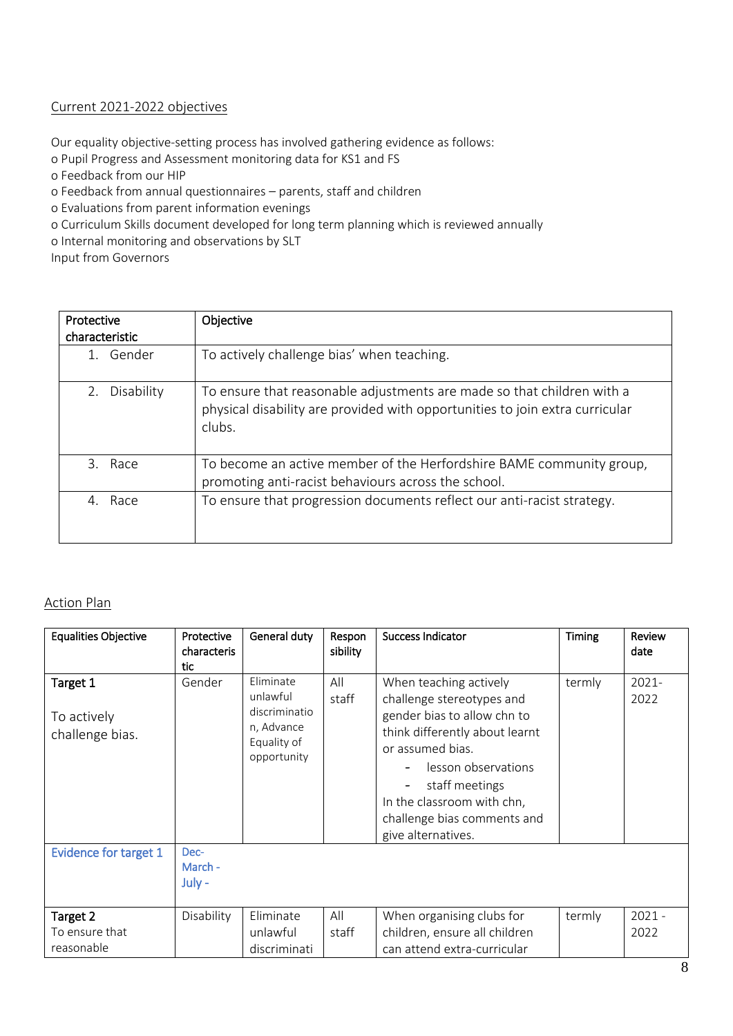Current 2021-2022 objectives

Our equality objective-setting process has involved gathering evidence as follows:
o Pupil Progress and Assessment monitoring data for KS1 and FS
o Feedback from our HIP
o Feedback from annual questionnaires – parents, staff and children
o Evaluations from parent information evenings
o Curriculum Skills document developed for long term planning which is reviewed annually
o Internal monitoring and observations by SLT
Input from Governors

| Protective characteristic | Objective |
|---|---|
| 1. Gender | To actively challenge bias' when teaching. |
| 2. Disability | To ensure that reasonable adjustments are made so that children with a physical disability are provided with opportunities to join extra curricular clubs. |
| 3. Race | To become an active member of the Herfordshire BAME community group, promoting anti-racist behaviours across the school. |
| 4. Race | To ensure that progression documents reflect our anti-racist strategy. |

Action Plan

| Equalities Objective | Protective characteristic | General duty | Responsibility | Success Indicator | Timing | Review date |
|---|---|---|---|---|---|---|
| **Target 1**<br><br>To actively challenge bias. | Gender | Eliminate unlawful discrimination, Advance Equality of opportunity | All staff | When teaching actively challenge stereotypes and gender bias to allow chn to think differently about learnt or assumed bias.<br>- lesson observations<br>- staff meetings<br>In the classroom with chn, challenge bias comments and give alternatives. | termly | 2021-2022 |
| Evidence for target 1 | Dec-<br>March -<br>July - | | | | | |
| **Target 2**<br>To ensure that reasonable | Disability | Eliminate unlawful discriminati | All staff | When organising clubs for children, ensure all children can attend extra-curricular | termly | 2021 - 2022 |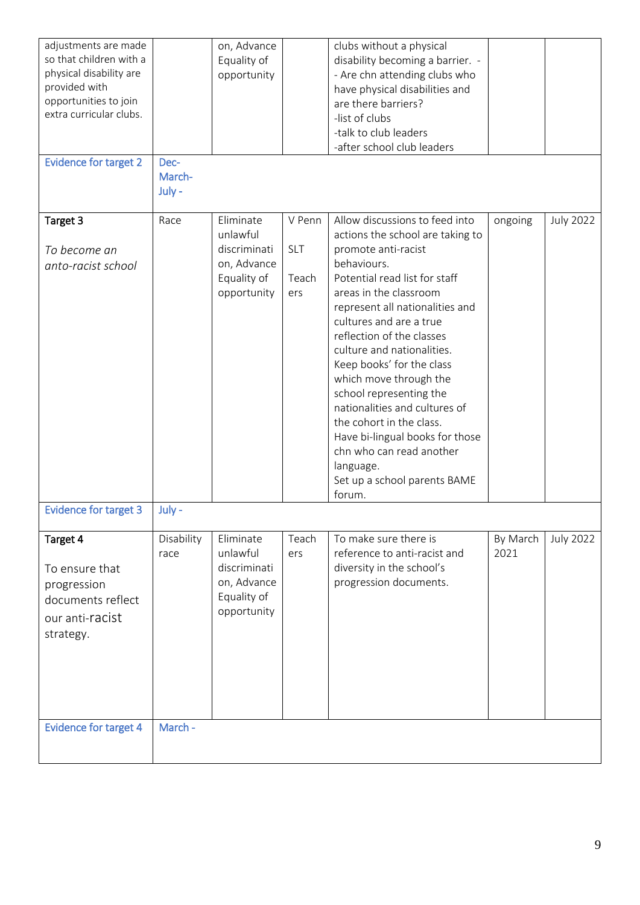| | | | | | | |
|---|---|---|---|---|---|---|
| adjustments are made so that children with a physical disability are provided with opportunities to join extra curricular clubs. | | on, Advance Equality of opportunity | | clubs without a physical disability becoming a barrier. - - Are chn attending clubs who have physical disabilities and are there barriers? -list of clubs -talk to club leaders -after school club leaders | | |
| Evidence for target 2 | Dec- March- July - | | | | | |
| **Target 3** *To become an anto-racist school* | Race | Eliminate unlawful discrimination, Advance Equality of opportunity | V Penn SLT Teachers | Allow discussions to feed into actions the school are taking to promote anti-racist behaviours. Potential read list for staff areas in the classroom represent all nationalities and cultures and are a true reflection of the classes culture and nationalities. Keep books' for the class which move through the school representing the nationalities and cultures of the cohort in the class. Have bi-lingual books for those chn who can read another language. Set up a school parents BAME forum. | ongoing | July 2022 |
| Evidence for target 3 | July - | | | | | |
| **Target 4** To ensure that progression documents reflect our anti-racist strategy. | Disability race | Eliminate unlawful discrimination, Advance Equality of opportunity | Teachers | To make sure there is reference to anti-racist and diversity in the school's progression documents. | By March 2021 | July 2022 |
| Evidence for target 4 | March - | | | | | |